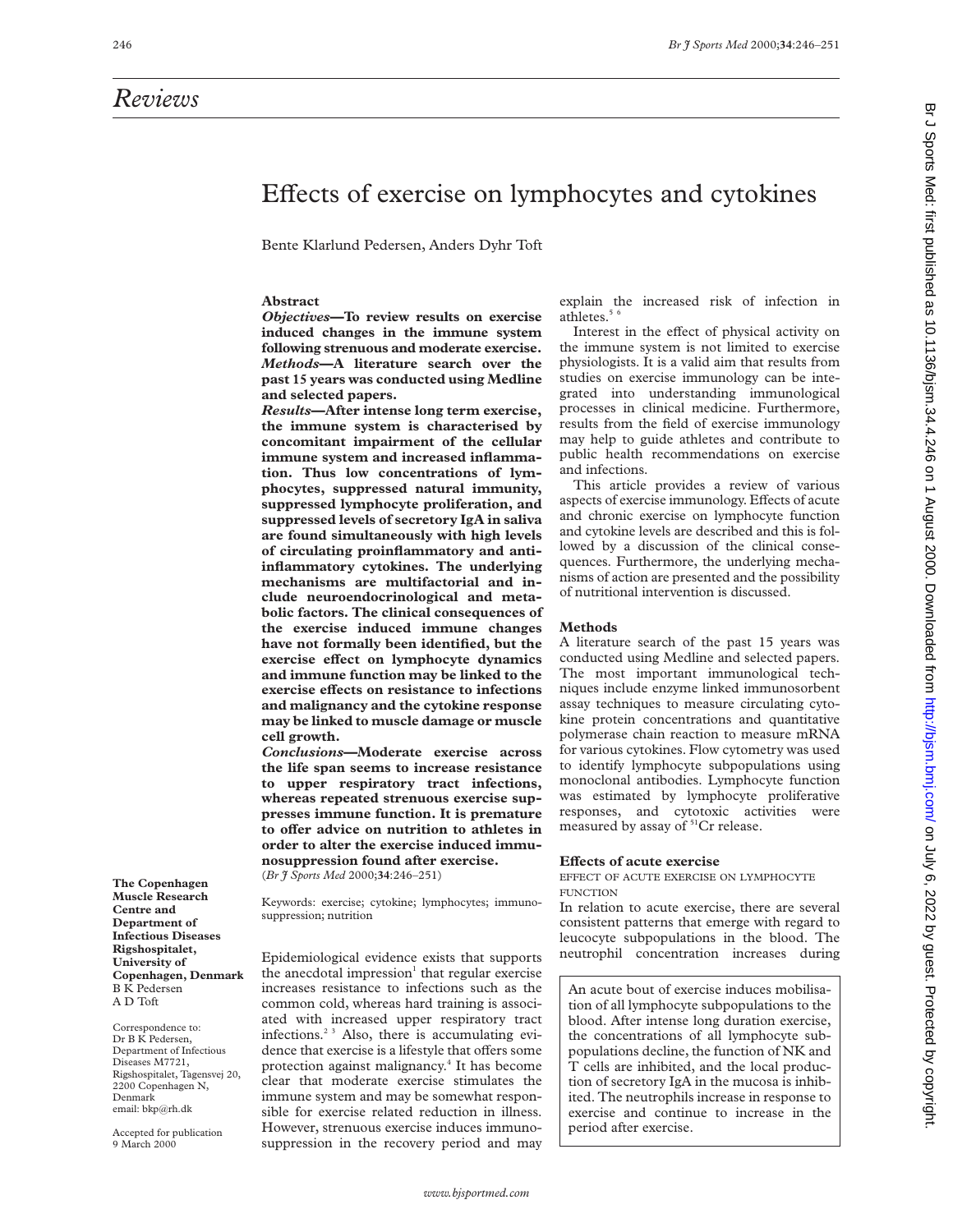# Reviews

## Effects of exercise on lymphocytes and cytokines

Bente Klarlund Pedersen, Anders Dyhr Toft

### Abstract

***Objectives*—To review results on exercise induced changes in the immune system following strenuous and moderate exercise.**

***Methods*—A literature search over the past 15 years was conducted using Medline and selected papers.**

***Results*—After intense long term exercise, the immune system is characterised by concomitant impairment of the cellular immune system and increased inflammation. Thus low concentrations of lymphocytes, suppressed natural immunity, suppressed lymphocyte proliferation, and suppressed levels of secretory IgA in saliva are found simultaneously with high levels of circulating proinflammatory and anti-inflammatory cytokines. The underlying mechanisms are multifactorial and include neuroendocrinological and metabolic factors. The clinical consequences of the exercise induced immune changes have not formally been identified, but the exercise effect on lymphocyte dynamics and immune function may be linked to the exercise effects on resistance to infections and malignancy and the cytokine response may be linked to muscle damage or muscle cell growth.**

***Conclusions*—Moderate exercise across the life span seems to increase resistance to upper respiratory tract infections, whereas repeated strenuous exercise suppresses immune function. It is premature to offer advice on nutrition to athletes in order to alter the exercise induced immunosuppression found after exercise.**

(*Br J Sports Med* 2000;**34**:246–251)

Keywords: exercise; cytokine; lymphocytes; immunosuppression; nutrition

**The Copenhagen Muscle Research Centre and Department of Infectious Diseases Rigshospitalet, University of Copenhagen, Denmark**
B K Pedersen
A D Toft

Correspondence to: Dr B K Pedersen, Department of Infectious Diseases M7721, Rigshospitalet, Tagensvej 20, 2200 Copenhagen N, Denmark
email: bkp@rh.dk

Accepted for publication 9 March 2000

Epidemiological evidence exists that supports the anecdotal impression[1] that regular exercise increases resistance to infections such as the common cold, whereas hard training is associated with increased upper respiratory tract infections.[2,3] Also, there is accumulating evidence that exercise is a lifestyle that offers some protection against malignancy.[4] It has become clear that moderate exercise stimulates the immune system and may be somewhat responsible for exercise related reduction in illness. However, strenuous exercise induces immunosuppression in the recovery period and may explain the increased risk of infection in athletes.[5,6]

Interest in the effect of physical activity on the immune system is not limited to exercise physiologists. It is a valid aim that results from studies on exercise immunology can be integrated into understanding immunological processes in clinical medicine. Furthermore, results from the field of exercise immunology may help to guide athletes and contribute to public health recommendations on exercise and infections.

This article provides a review of various aspects of exercise immunology. Effects of acute and chronic exercise on lymphocyte function and cytokine levels are described and this is followed by a discussion of the clinical consequences. Furthermore, the underlying mechanisms of action are presented and the possibility of nutritional intervention is discussed.

### Methods

A literature search of the past 15 years was conducted using Medline and selected papers. The most important immunological techniques include enzyme linked immunosorbent assay techniques to measure circulating cytokine protein concentrations and quantitative polymerase chain reaction to measure mRNA for various cytokines. Flow cytometry was used to identify lymphocyte subpopulations using monoclonal antibodies. Lymphocyte function was estimated by lymphocyte proliferative responses, and cytotoxic activities were measured by assay of $^{51}$Cr release.

### Effects of acute exercise

#### EFFECT OF ACUTE EXERCISE ON LYMPHOCYTE FUNCTION

In relation to acute exercise, there are several consistent patterns that emerge with regard to leucocyte subpopulations in the blood. The neutrophil concentration increases during

> An acute bout of exercise induces mobilisation of all lymphocyte subpopulations to the blood. After intense long duration exercise, the concentrations of all lymphocyte subpopulations decline, the function of NK and T cells are inhibited, and the local production of secretory IgA in the mucosa is inhibited. The neutrophils increase in response to exercise and continue to increase in the period after exercise.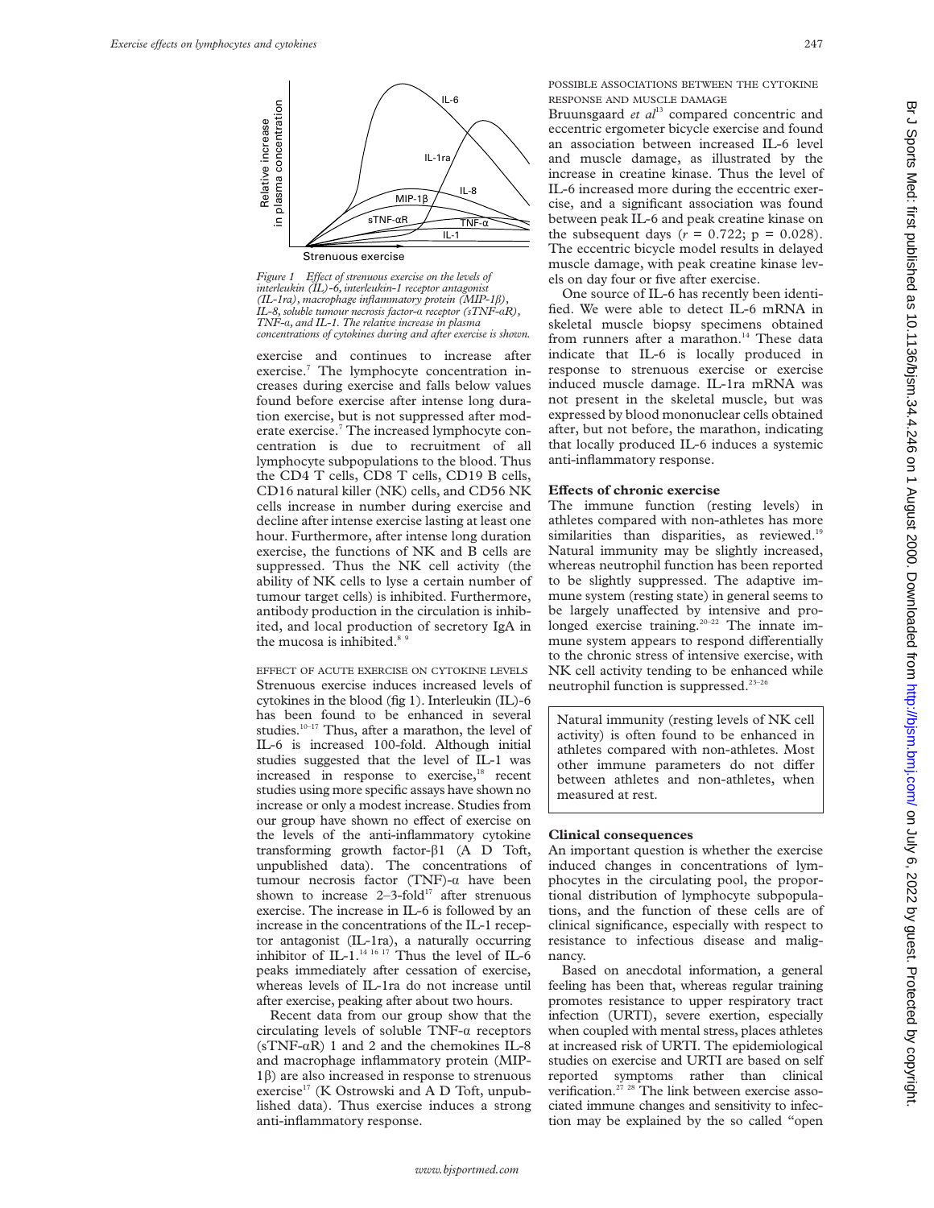Figure 1 Effect of strenuous exercise on the levels of interleukin (IL)-6, interleukin-1 receptor antagonist (IL-1ra), macrophage inflammatory protein (MIP-1β), IL-8, soluble tumour necrosis factor-α receptor (sTNF-αR), TNF-α, and IL-1. The relative increase in plasma concentrations of cytokines during and after exercise is shown.

exercise and continues to increase after exercise.[7] The lymphocyte concentration increases during exercise and falls below values found before exercise after intense long duration exercise, but is not suppressed after moderate exercise.[7] The increased lymphocyte concentration is due to recruitment of all lymphocyte subpopulations to the blood. Thus the CD4 T cells, CD8 T cells, CD19 B cells, CD16 natural killer (NK) cells, and CD56 NK cells increase in number during exercise and decline after intense exercise lasting at least one hour. Furthermore, after intense long duration exercise, the functions of NK and B cells are suppressed. Thus the NK cell activity (the ability of NK cells to lyse a certain number of tumour target cells) is inhibited. Furthermore, antibody production in the circulation is inhibited, and local production of secretory IgA in the mucosa is inhibited.[8 9]

EFFECT OF ACUTE EXERCISE ON CYTOKINE LEVELS

Strenuous exercise induces increased levels of cytokines in the blood (fig 1). Interleukin (IL)-6 has been found to be enhanced in several studies.[10–17] Thus, after a marathon, the level of IL-6 is increased 100-fold. Although initial studies suggested that the level of IL-1 was increased in response to exercise,[18] recent studies using more specific assays have shown no increase or only a modest increase. Studies from our group have shown no effect of exercise on the levels of the anti-inflammatory cytokine transforming growth factor-β1 (A D Toft, unpublished data). The concentrations of tumour necrosis factor (TNF)-α have been shown to increase 2–3-fold[17] after strenuous exercise. The increase in IL-6 is followed by an increase in the concentrations of the IL-1 receptor antagonist (IL-1ra), a naturally occurring inhibitor of IL-1.[14 16 17] Thus the level of IL-6 peaks immediately after cessation of exercise, whereas levels of IL-1ra do not increase until after exercise, peaking after about two hours.

Recent data from our group show that the circulating levels of soluble TNF-α receptors (sTNF-αR) 1 and 2 and the chemokines IL-8 and macrophage inflammatory protein (MIP-1β) are also increased in response to strenuous exercise[17] (K Ostrowski and A D Toft, unpublished data). Thus exercise induces a strong anti-inflammatory response.

POSSIBLE ASSOCIATIONS BETWEEN THE CYTOKINE RESPONSE AND MUSCLE DAMAGE

Bruunsgaard *et al*[13] compared concentric and eccentric ergometer bicycle exercise and found an association between increased IL-6 level and muscle damage, as illustrated by the increase in creatine kinase. Thus the level of IL-6 increased more during the eccentric exercise, and a significant association was found between peak IL-6 and peak creatine kinase on the subsequent days ($r = 0.722$; $p = 0.028$). The eccentric bicycle model results in delayed muscle damage, with peak creatine kinase levels on day four or five after exercise.

One source of IL-6 has recently been identified. We were able to detect IL-6 mRNA in skeletal muscle biopsy specimens obtained from runners after a marathon.[14] These data indicate that IL-6 is locally produced in response to strenuous exercise or exercise induced muscle damage. IL-1ra mRNA was not present in the skeletal muscle, but was expressed by blood mononuclear cells obtained after, but not before, the marathon, indicating that locally produced IL-6 induces a systemic anti-inflammatory response.

### Effects of chronic exercise

The immune function (resting levels) in athletes compared with non-athletes has more similarities than disparities, as reviewed.[19] Natural immunity may be slightly increased, whereas neutrophil function has been reported to be slightly suppressed. The adaptive immune system (resting state) in general seems to be largely unaffected by intensive and prolonged exercise training.[20–22] The innate immune system appears to respond differentially to the chronic stress of intensive exercise, with NK cell activity tending to be enhanced while neutrophil function is suppressed.[23–26]

> Natural immunity (resting levels of NK cell activity) is often found to be enhanced in athletes compared with non-athletes. Most other immune parameters do not differ between athletes and non-athletes, when measured at rest.

### Clinical consequences

An important question is whether the exercise induced changes in concentrations of lymphocytes in the circulating pool, the proportional distribution of lymphocyte subpopulations, and the function of these cells are of clinical significance, especially with respect to resistance to infectious disease and malignancy.

Based on anecdotal information, a general feeling has been that, whereas regular training promotes resistance to upper respiratory tract infection (URTI), severe exertion, especially when coupled with mental stress, places athletes at increased risk of URTI. The epidemiological studies on exercise and URTI are based on self reported symptoms rather than clinical verification.[27 28] The link between exercise associated immune changes and sensitivity to infection may be explained by the so called "open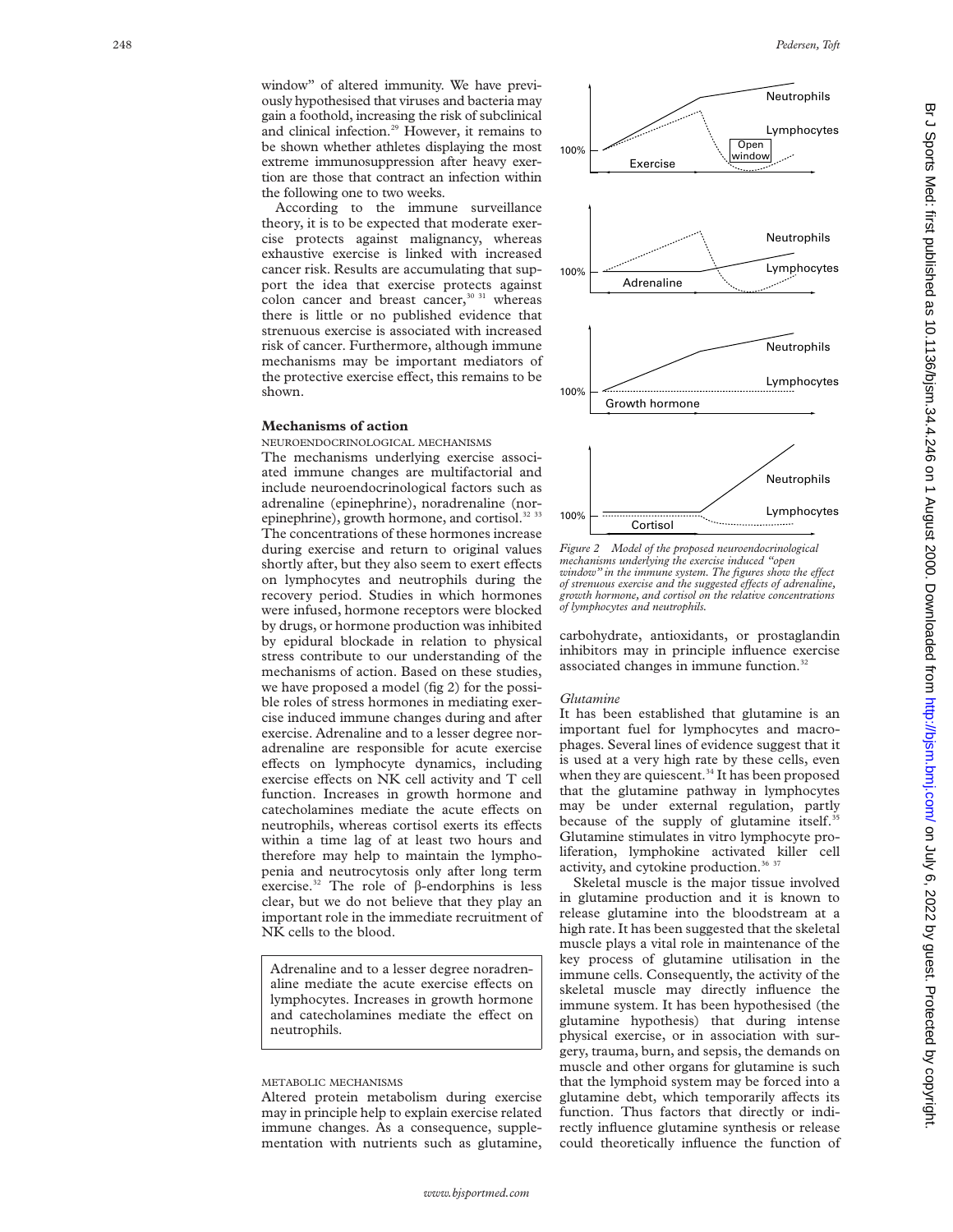window" of altered immunity. We have previously hypothesised that viruses and bacteria may gain a foothold, increasing the risk of subclinical and clinical infection.[29] However, it remains to be shown whether athletes displaying the most extreme immunosuppression after heavy exercise are those that contract an infection within the following one to two weeks.

According to the immune surveillance theory, it is to be expected that moderate exercise protects against malignancy, whereas exhaustive exercise is linked with increased cancer risk. Results are accumulating that support the idea that exercise protects against colon cancer and breast cancer,[30 31] whereas there is little or no published evidence that strenuous exercise is associated with increased risk of cancer. Furthermore, although immune mechanisms may be important mediators of the protective exercise effect, this remains to be shown.

## Mechanisms of action

### NEUROENDOCRINOLOGICAL MECHANISMS

The mechanisms underlying exercise associated immune changes are multifactorial and include neuroendocrinological factors such as adrenaline (epinephrine), noradrenaline (norepinephrine), growth hormone, and cortisol.[32 33] The concentrations of these hormones increase during exercise and return to original values shortly after, but they also seem to exert effects on lymphocytes and neutrophils during the recovery period. Studies in which hormones were infused, hormone receptors were blocked by drugs, or hormone production was inhibited by epidural blockade in relation to physical stress contribute to our understanding of the mechanisms of action. Based on these studies, we have proposed a model (fig 2) for the possible roles of stress hormones in mediating exercise induced immune changes during and after exercise. Adrenaline and to a lesser degree noradrenaline are responsible for acute exercise effects on lymphocyte dynamics, including exercise effects on NK cell activity and T cell function. Increases in growth hormone and catecholamines mediate the acute effects on neutrophils, whereas cortisol exerts its effects within a time lag of at least two hours and therefore may help to maintain the lymphopenia and neutrocytosis only after long term exercise.[32] The role of β-endorphins is less clear, but we do not believe that they play an important role in the immediate recruitment of NK cells to the blood.

> Adrenaline and to a lesser degree noradrenaline mediate the acute exercise effects on lymphocytes. Increases in growth hormone and catecholamines mediate the effect on neutrophils.

*Figure 2 Model of the proposed neuroendocrinological mechanisms underlying the exercise induced "open window" in the immune system. The figures show the effect of strenuous exercise and the suggested effects of adrenaline, growth hormone, and cortisol on the relative concentrations of lymphocytes and neutrophils.*

### METABOLIC MECHANISMS

Altered protein metabolism during exercise may in principle help to explain exercise related immune changes. As a consequence, supplementation with nutrients such as glutamine, carbohydrate, antioxidants, or prostaglandin inhibitors may in principle influence exercise associated changes in immune function.[32]

#### *Glutamine*

It has been established that glutamine is an important fuel for lymphocytes and macrophages. Several lines of evidence suggest that it is used at a very high rate by these cells, even when they are quiescent.[34] It has been proposed that the glutamine pathway in lymphocytes may be under external regulation, partly because of the supply of glutamine itself.[35] Glutamine stimulates in vitro lymphocyte proliferation, lymphokine activated killer cell activity, and cytokine production.[36 37]

Skeletal muscle is the major tissue involved in glutamine production and it is known to release glutamine into the bloodstream at a high rate. It has been suggested that the skeletal muscle plays a vital role in maintenance of the key process of glutamine utilisation in the immune cells. Consequently, the activity of the skeletal muscle may directly influence the immune system. It has been hypothesised (the glutamine hypothesis) that during intense physical exercise, or in association with surgery, trauma, burn, and sepsis, the demands on muscle and other organs for glutamine is such that the lymphoid system may be forced into a glutamine debt, which temporarily affects its function. Thus factors that directly or indirectly influence glutamine synthesis or release could theoretically influence the function of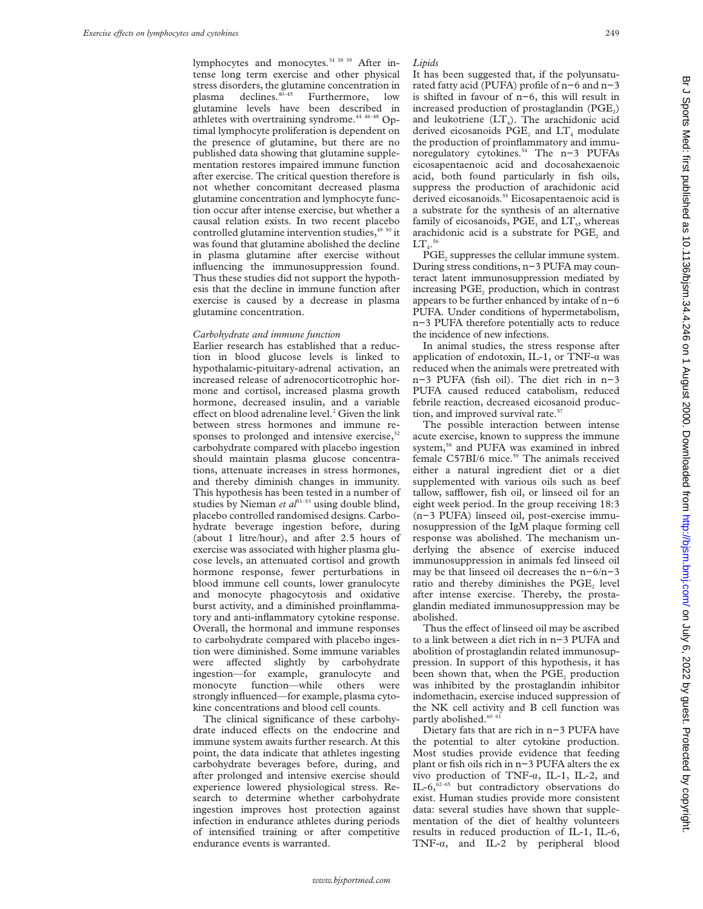lymphocytes and monocytes.[34 38 39] After intense long term exercise and other physical stress disorders, the glutamine concentration in plasma declines.[40–45] Furthermore, low glutamine levels have been described in athletes with overtraining syndrome.[44 46–48] Optimal lymphocyte proliferation is dependent on the presence of glutamine, but there are no published data showing that glutamine supplementation restores impaired immune function after exercise. The critical question therefore is not whether concomitant decreased plasma glutamine concentration and lymphocyte function occur after intense exercise, but whether a causal relation exists. In two recent placebo controlled glutamine intervention studies,[49 50] it was found that glutamine abolished the decline in plasma glutamine after exercise without influencing the immunosuppression found. Thus these studies did not support the hypothesis that the decline in immune function after exercise is caused by a decrease in plasma glutamine concentration.

*Carbohydrate and immune function*

Earlier research has established that a reduction in blood glucose levels is linked to hypothalamic-pituitary-adrenal activation, an increased release of adrenocorticotrophic hormone and cortisol, increased plasma growth hormone, decreased insulin, and a variable effect on blood adrenaline level.[2] Given the link between stress hormones and immune responses to prolonged and intensive exercise,[32] carbohydrate compared with placebo ingestion should maintain plasma glucose concentrations, attenuate increases in stress hormones, and thereby diminish changes in immunity. This hypothesis has been tested in a number of studies by Nieman *et al*[51–53] using double blind, placebo controlled randomised designs. Carbohydrate beverage ingestion before, during (about 1 litre/hour), and after 2.5 hours of exercise was associated with higher plasma glucose levels, an attenuated cortisol and growth hormone response, fewer perturbations in blood immune cell counts, lower granulocyte and monocyte phagocytosis and oxidative burst activity, and a diminished proinflammatory and anti-inflammatory cytokine response. Overall, the hormonal and immune responses to carbohydrate compared with placebo ingestion were diminished. Some immune variables were affected slightly by carbohydrate ingestion—for example, granulocyte and monocyte function—while others were strongly influenced—for example, plasma cytokine concentrations and blood cell counts.

The clinical significance of these carbohydrate induced effects on the endocrine and immune system awaits further research. At this point, the data indicate that athletes ingesting carbohydrate beverages before, during, and after prolonged and intensive exercise should experience lowered physiological stress. Research to determine whether carbohydrate ingestion improves host protection against infection in endurance athletes during periods of intensified training or after competitive endurance events is warranted.

*Lipids*

It has been suggested that, if the polyunsaturated fatty acid (PUFA) profile of n−6 and n−3 is shifted in favour of n−6, this will result in increased production of prostaglandin ($PGE_2$) and leukotriene ($LT_4$). The arachidonic acid derived eicosanoids $PGE_2$ and $LT_4$ modulate the production of proinflammatory and immunoregulatory cytokines.[54] The n−3 PUFAs eicosapentaenoic acid and docosahexaenoic acid, both found particularly in fish oils, suppress the production of arachidonic acid derived eicosanoids.[55] Eicosapentaenoic acid is a substrate for the synthesis of an alternative family of eicosanoids, $PGE_3$ and $LT_5$, whereas arachidonic acid is a substrate for $PGE_2$ and $LT_4$.[56]

$PGE_2$ suppresses the cellular immune system. During stress conditions, n−3 PUFA may counteract latent immunosuppression mediated by increasing $PGE_2$ production, which in contrast appears to be further enhanced by intake of n−6 PUFA. Under conditions of hypermetabolism, n−3 PUFA therefore potentially acts to reduce the incidence of new infections.

In animal studies, the stress response after application of endotoxin, IL-1, or TNF-α was reduced when the animals were pretreated with n−3 PUFA (fish oil). The diet rich in n−3 PUFA caused reduced catabolism, reduced febrile reaction, decreased eicosanoid production, and improved survival rate.[57]

The possible interaction between intense acute exercise, known to suppress the immune system,[58] and PUFA was examined in inbred female C57Bl/6 mice.[59] The animals received either a natural ingredient diet or a diet supplemented with various oils such as beef tallow, safflower, fish oil, or linseed oil for an eight week period. In the group receiving 18:3 (n−3 PUFA) linseed oil, post-exercise immunosuppression of the IgM plaque forming cell response was abolished. The mechanism underlying the absence of exercise induced immunosuppression in animals fed linseed oil may be that linseed oil decreases the n−6/n−3 ratio and thereby diminishes the $PGE_2$ level after intense exercise. Thereby, the prostaglandin mediated immunosuppression may be abolished.

Thus the effect of linseed oil may be ascribed to a link between a diet rich in n−3 PUFA and abolition of prostaglandin related immunosuppression. In support of this hypothesis, it has been shown that, when the $PGE_2$ production was inhibited by the prostaglandin inhibitor indomethacin, exercise induced suppression of the NK cell activity and B cell function was partly abolished.[60 61]

Dietary fats that are rich in n−3 PUFA have the potential to alter cytokine production. Most studies provide evidence that feeding plant or fish oils rich in n−3 PUFA alters the ex vivo production of TNF-α, IL-1, IL-2, and IL-6,[62–65] but contradictory observations do exist. Human studies provide more consistent data: several studies have shown that supplementation of the diet of healthy volunteers results in reduced production of IL-1, IL-6, TNF-α, and IL-2 by peripheral blood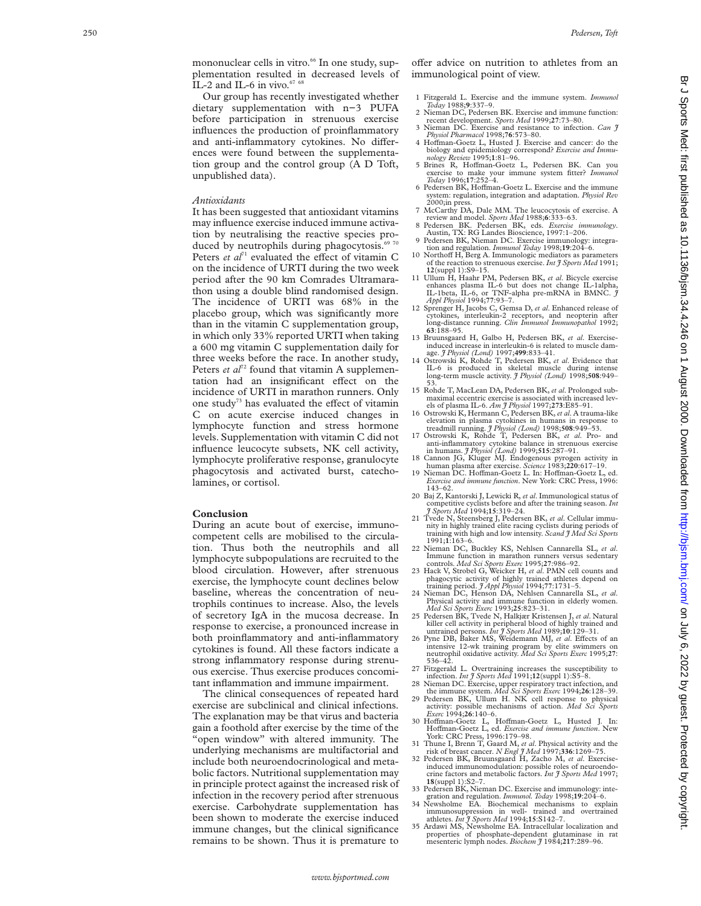mononuclear cells in vitro.[66] In one study, supplementation resulted in decreased levels of IL-2 and IL-6 in vivo.[67 68]

Our group has recently investigated whether dietary supplementation with n−3 PUFA before participation in strenuous exercise influences the production of proinflammatory and anti-inflammatory cytokines. No differences were found between the supplementation group and the control group (A D Toft, unpublished data).

### *Antioxidants*

It has been suggested that antioxidant vitamins may influence exercise induced immune activation by neutralising the reactive species produced by neutrophils during phagocytosis.[69 70] Peters *et al*[71] evaluated the effect of vitamin C on the incidence of URTI during the two week period after the 90 km Comrades Ultramarathon using a double blind randomised design. The incidence of URTI was 68% in the placebo group, which was significantly more than in the vitamin C supplementation group, in which only 33% reported URTI when taking a 600 mg vitamin C supplementation daily for three weeks before the race. In another study, Peters *et al*[72] found that vitamin A supplementation had an insignificant effect on the incidence of URTI in marathon runners. Only one study[73] has evaluated the effect of vitamin C on acute exercise induced changes in lymphocyte function and stress hormone levels. Supplementation with vitamin C did not influence leucocyte subsets, NK cell activity, lymphocyte proliferative response, granulocyte phagocytosis and activated burst, catecholamines, or cortisol.

## Conclusion

During an acute bout of exercise, immunocompetent cells are mobilised to the circulation. Thus both the neutrophils and all lymphocyte subpopulations are recruited to the blood circulation. However, after strenuous exercise, the lymphocyte count declines below baseline, whereas the concentration of neutrophils continues to increase. Also, the levels of secretory IgA in the mucosa decrease. In response to exercise, a pronounced increase in both proinflammatory and anti-inflammatory cytokines is found. All these factors indicate a strong inflammatory response during strenuous exercise. Thus exercise produces concomitant inflammation and immune impairment.

The clinical consequences of repeated hard exercise are subclinical and clinical infections. The explanation may be that virus and bacteria gain a foothold after exercise by the time of the "open window" with altered immunity. The underlying mechanisms are multifactorial and include both neuroendocrinological and metabolic factors. Nutritional supplementation may in principle protect against the increased risk of infection in the recovery period after strenuous exercise. Carbohydrate supplementation has been shown to moderate the exercise induced immune changes, but the clinical significance remains to be shown. Thus it is premature to offer advice on nutrition to athletes from an immunological point of view.

1. Fitzgerald L. Exercise and the immune system. *Immunol Today* 1988;**9**:337–9.
2. Nieman DC, Pedersen BK. Exercise and immune function: recent development. *Sports Med* 1999;**27**:73–80.
3. Nieman DC. Exercise and resistance to infection. *Can J Physiol Pharmacol* 1998;**76**:573–80.
4. Hoffman-Goetz L, Husted J. Exercise and cancer: do the biology and epidemiology correspond? *Exercise and Immunology Review* 1995;**1**:81–96.
5. Brines R, Hoffman-Goetz L, Pedersen BK. Can you exercise to make your immune system fitter? *Immunol Today* 1996;**17**:252–4.
6. Pedersen BK, Hoffman-Goetz L. Exercise and the immune system: regulation, integration and adaptation. *Physiol Rev* 2000;in press.
7. McCarthy DA, Dale MM. The leucocytosis of exercise. A review and model. *Sports Med* 1988;**6**:333–63.
8. Pedersen BK. Pedersen BK, eds. *Exercise immunology*. Austin, TX: RG Landes Bioscience, 1997:1–206.
9. Pedersen BK, Nieman DC. Exercise immunology: integration and regulation. *Immunol Today* 1998;**19**:204–6.
10. Northoff H, Berg A. Immunologic mediators as parameters of the reaction to strenuous exercise. *Int J Sports Med* 1991; **12**(suppl 1):S9–15.
11. Ullum H, Haahr PM, Pedersen BK, *et al*. Bicycle exercise enhances plasma IL-6 but does not change IL-1alpha, IL-1beta, IL-6, or TNF-alpha pre-mRNA in BMNC. *J Appl Physiol* 1994;**77**:93–7.
12. Sprenger H, Jacobs C, Gemsa D, *et al*. Enhanced release of cytokines, interleukin-2 receptors, and neopterin after long-distance running. *Clin Immunol Immunopathol* 1992; **63**:188–95.
13. Bruunsgaard H, Galbo H, Pedersen BK, *et al*. Exercise-induced increase in interleukin-6 is related to muscle damage. *J Physiol (Lond)* 1997;**499**:833–41.
14. Ostrowski K, Rohde T, Pedersen BK, *et al*. Evidence that IL-6 is produced in skeletal muscle during intense long-term muscle activity. *J Physiol (Lond)* 1998;**508**:949–53.
15. Rohde T, MacLean DA, Pedersen BK, *et al*. Prolonged submaximal eccentric exercise is associated with increased levels of plasma IL-6. *Am J Physiol* 1997;**273**:E85–91.
16. Ostrowski K, Hermann C, Pedersen BK, *et al*. A trauma-like elevation in plasma cytokines in humans in response to treadmill running. *J Physiol (Lond)* 1998;**508**:949–53.
17. Ostrowski K, Rohde T, Pedersen BK, *et al*. Pro- and anti-inflammatory cytokine balance in strenuous exercise in humans. *J Physiol (Lond)* 1999;**515**:287–91.
18. Cannon JG, Kluger MJ. Endogenous pyrogen activity in human plasma after exercise. *Science* 1983;**220**:617–19.
19. Nieman DC. Hoffman-Goetz L. In: Hoffman-Goetz L, ed. *Exercise and immune function*. New York: CRC Press, 1996: 143–62.
20. Baj Z, Kantorski J, Lewicki R, *et al*. Immunological status of competitive cyclists before and after the training season. *Int J Sports Med* 1994;**15**:319–24.
21. Tvede N, Steensberg J, Pedersen BK, *et al*. Cellular immunity in highly trained elite racing cyclists during periods of training with high and low intensity. *Scand J Med Sci Sports* 1991;**1**:163–6.
22. Nieman DC, Buckley KS, Nehlsen Cannarella SL, *et al*. Immune function in marathon runners versus sedentary controls. *Med Sci Sports Exerc* 1995;**27**:986–92.
23. Hack V, Strobel G, Weicker H, *et al*. PMN cell counts and phagocytic activity of highly trained athletes depend on training period. *J Appl Physiol* 1994;**77**:1731–5.
24. Nieman DC, Henson DA, Nehlsen Cannarella SL, *et al*. Physical activity and immune function in elderly women. *Med Sci Sports Exerc* 1993;**25**:823–31.
25. Pedersen BK, Tvede N, Halkjær Kristensen J, *et al*. Natural killer cell activity in peripheral blood of highly trained and untrained persons. *Int J Sports Med* 1989;**10**:129–31.
26. Pyne DB, Baker MS, Weidemann MJ, *et al*. Effects of an intensive 12-wk training program by elite swimmers on neutrophil oxidative activity. *Med Sci Sports Exerc* 1995;**27**: 536–42.
27. Fitzgerald L. Overtraining increases the susceptibility to infection. *Int J Sports Med* 1991;**12**(suppl 1):S5–8.
28. Nieman DC. Exercise, upper respiratory tract infection, and the immune system. *Med Sci Sports Exerc* 1994;**26**:128–39.
29. Pedersen BK, Ullum H. NK cell response to physical activity: possible mechanisms of action. *Med Sci Sports Exerc* 1994;**26**:140–6.
30. Hoffman-Goetz L, Hoffman-Goetz L, Husted J. In: Hoffman-Goetz L, ed. *Exercise and immune function*. New York: CRC Press, 1996:179–98.
31. Thune I, Brenn T, Gaard M, *et al*. Physical activity and the risk of breast cancer. *N Engl J Med* 1997;**336**:1269–75.
32. Pedersen BK, Bruunsgaard H, Zacho M, *et al*. Exercise-induced immunomodulation: possible roles of neuroendocrine factors and metabolic factors. *Int J Sports Med* 1997; **18**(suppl 1):S2–7.
33. Pedersen BK, Nieman DC. Exercise and immunology: integration and regulation. *Immunol. Today* 1998;**19**:204–6.
34. Newsholme EA. Biochemical mechanisms to explain immunosuppression in well- trained and overtrained athletes. *Int J Sports Med* 1994;**15**:S142–7.
35. Ardawi MS, Newsholme EA. Intracellular localization and properties of phosphate-dependent glutaminase in rat mesenteric lymph nodes. *Biochem J* 1984;**217**:289–96.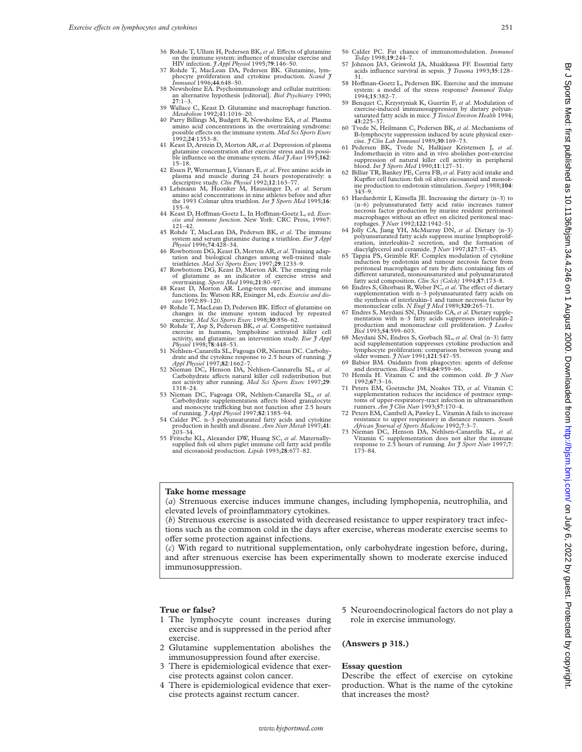36 Rohde T, Ullum H, Pedersen BK, *et al*. Effects of glutamine on the immune system: influence of muscular exercise and HIV infection. *J Appl Physiol* 1995;**79**:146–50.

37 Rohde T, MacLean DA, Pedersen BK. Glutamine, lymphocyte proliferation and cytokine production. *Scand J Immunol* 1996;**44**:648–50.

38 Newsholme EA. Psychoimmunology and cellular nutrition: an alternative hypothesis [editorial]. *Biol Psychiatry* 1990; **27**:1–3.

39 Wallace C, Keast D. Glutamine and macrophage function. *Metabolism* 1992;41:1016–20.

40 Parry Billings M, Budgett R, Newsholme EA, *et al*. Plasma amino acid concentrations in the overtraining syndrome: possible effects on the immune system. *Med Sci Sports Exerc* 1992;**24**:1353–8.

41 Keast D, Arstein D, Morton AR, *et al*. Depression of plasma glutamine concentration after exercise stress and its possible influence on the immune system. *Med J Aust* 1995;**162**: 15–18.

42 Essen P, Wernerman J, Vinnars E, *et al*. Free amino acids in plasma and muscle during 24 hours postoperatively: a descriptive study. *Clin Physiol* 1992;**12**:163–77.

43 Lehmann M, Huonker M, Haussinger D, *et al*. Serum amino acid concentrations in nine athletes before and after the 1993 Colmar ultra triathlon. *Int J Sports Med* 1995;**16**: 155–9.

44 Keast D, Hoffman-Goetz L. In Hoffman-Goetz L, ed. *Exercise and immune function*. New York: CRC Press, 19967: 121–42.

45 Rohde T, MacLean DA, Pedersen BK, *et al*. The immune system and serum glutamine during a triathlon. *Eur J Appl Physiol* 1996;**74**:428–34.

46 Rowbottom DG, Keast D, Morton AR, *et al*. Training adaptation and biological changes among well-trained male triathletes. *Med Sci Sports Exerc* 1997;**29**:1233–9.

47 Rowbottom DG, Keast D, Morton AR. The emerging role of glutamine as an indicator of exercise stress and overtraining. *Sports Med* 1996;**21**:80–97.

48 Keast D, Morton AR. Long-term exercise and immune functions. In: Watson RR, Eisinger M, eds. *Exercise and disease* 1992:89–120.

49 Rohde T, MacLean D, Pedersen BK. Effect of glutamine on changes in the immune system induced by repeated exercise. *Med Sci Sports Exerc* 1998;**30**:856–62.

50 Rohde T, Asp S, Pedersen BK, *et al*. Competitive sustained exercise in humans, lymphokine activated killer cell activity, and glutamine: an intervention study. *Eur J Appl Physiol* 1998;**78**:448–53.

51 Nehlsen-Canarella SL, Fagoaga OR, Nieman DC. Carbohydrate and the cytokine response to 2.5 hours of running. *J Appl Physiol* 1997;**82**:1662–7.

52 Nieman DC, Henson DA, Nehlsen-Cannarella SL, *et al*. Carbohydrate affects natural killer cell redistribution but not activity after running. *Med Sci Sports Exerc* 1997;**29**: 1318–24.

53 Nieman DC, Fagoaga OR, Nehlsen-Canarella SL, *et al*. Carbohydrate supplementation affects blood granulocyte and monocyte trafficking but not function after 2.5 hours of running. *J Appl Physiol* 1997;**82**:1385–94.

54 Calder PC. n–3 polyunsaturated fatty acids and cytokine production in health and disease. *Ann Nutr Metab* 1997;**41**: 203–34.

55 Fritsche KL, Alexander DW, Huang SC, *et al*. Maternally-supplied fish oil alters piglet immune cell fatty acid profile and eicosanoid production. *Lipids* 1993;**28**:677–82.

56 Calder PC. Fat chance of immunomodulation. *Immunol Today* 1998;**19**:244–7.

57 Johnson JA3, Griswold JA, Muakkassa FF. Essential fatty acids influence survival in sepsis. *J Trauma* 1993;**35**:128–31.

58 Hoffman-Goetz L, Pedersen BK. Exercise and the immune system: a model of the stress response? *Immunol Today* 1994;**15**:382–7.

59 Benquet C, Krzystyniak K, Guertin F, *et al*. Modulation of exercise-induced immunosuppression by dietary polyunsaturated fatty acids in mice. *J Toxicol Environ Health* 1994; **43**:225–37.

60 Tvede N, Heilmann C, Pedersen BK, *et al*. Mechanisms of B-lymphocyte suppression induced by acute physical exercise. *J Clin Lab Immunol* 1989;**30**:169–73.

61 Pedersen BK, Tvede N, Halkjaer Kristensen J, *et al*. Indomethacin in vitro and in vivo abolishes post-exercise suppression of natural killer cell activity in peripheral blood. *Int J Sports Med* 1990;**11**:127–31.

62 Billiar TR, Bankey PE, Cerra FB, *et al*. Fatty acid intake and Kupffer cell function: fish oil alters eicosanoid and monokine production to endotoxin stimulation. *Surgery* 1988;**104**: 343–9.

63 Hardardottir I, Kinsella JE. Increasing the dietary (n–3) to (n–6) polyunsaturated fatty acid ratio increases tumor necrosis factor production by murine resident peritoneal macrophages without an effect on elicited peritoneal macrophages. *J Nutr* 1992;**122**:1942–51.

64 Jolly CA, Jiang YH, McMurray DN, *et al*. Dietary (n–3) polyunsaturated fatty acids suppress murine lymphoproliferation, interleukin-2 secretion, and the formation of diacylglycerol and ceramide. *J Nutr* 1997;**127**:37–43.

65 Tappia PS, Grimble RF. Complex modulation of cytokine induction by endotoxin and tumour necrosis factor from peritoneal macrophages of rats by diets containing fats of different saturated, monounsaturated and polyunsaturated fatty acid composition. *Clin Sci (Colch)* 1994;**87**:173–8.

66 Endres S, Ghorbani R, Weber PC, *et al*. The effect of dietary supplementation with n–3 polyunsaturated fatty acids on the synthesis of interleukin-1 and tumor necrosis factor by mononuclear cells. *N Engl J Med* 1989;**320**:265–71.

67 Endres S, Meydani SN, Dinarello CA, *et al*. Dietary supplementation with n–3 fatty acids suppresses interleukin-2 production and mononuclear cell proliferation. *J Leukoc Biol* 1993;**54**:599–603.

68 Meydani SN, Endres S, Gorbach SL, *et al*. Oral (n–3) fatty acid supplementation suppresses cytokine production and lymphocyte proliferation: comparison between young and older women. *J Nutr* 1991;**121**:547–55.

69 Babior BM. Oxidants from phagocytes: agents of defense and destruction. *Blood* 1984;**64**:959–66.

70 Hemila H. Vitamin C and the common cold. *Br J Nutr* 1992;**67**:3–16.

71 Peters EM, Goetzsche JM, Noakes TD, *et al*. Vitamin C supplementation reduces the incidence of postrace symptoms of upper-respiratory-tract infection in ultramarathon runners. *Am J Clin Nutr* 1993;**57**:170–4.

72 Peters EM, Cambell A, Pawley L. Vitamin A fails to increase resistance to upper respiratory in distance runners. *South African Journal of Sports Medicine* 1992;**7**:3–7.

73 Nieman DC, Henson DA, Nehlsen-Canarella SL, *et al*. Vitamin C supplementation does not alter the immune response to 2.5 hours of running. *Int J Sport Nutr* 1997;**7**: 173–84.

### Take home message

(*a*) Strenuous exercise induces immune changes, including lymphopenia, neutrophilia, and elevated levels of proinflammatory cytokines.

(*b*) Strenuous exercise is associated with decreased resistance to upper respiratory tract infections such as the common cold in the days after exercise, whereas moderate exercise seems to offer some protection against infections.

(*c*) With regard to nutritional supplementation, only carbohydrate ingestion before, during, and after strenuous exercise has been experimentally shown to moderate exercise induced immunosuppression.

### True or false?

1 The lymphocyte count increases during exercise and is suppressed in the period after exercise.
2 Glutamine supplementation abolishes the immunosuppression found after exercise.
3 There is epidemiological evidence that exercise protects against colon cancer.
4 There is epidemiological evidence that exercise protects against rectum cancer.
5 Neuroendocrinological factors do not play a role in exercise immunology.

**(Answers p 318.)**

### Essay question

Describe the effect of exercise on cytokine production. What is the name of the cytokine that increases the most?